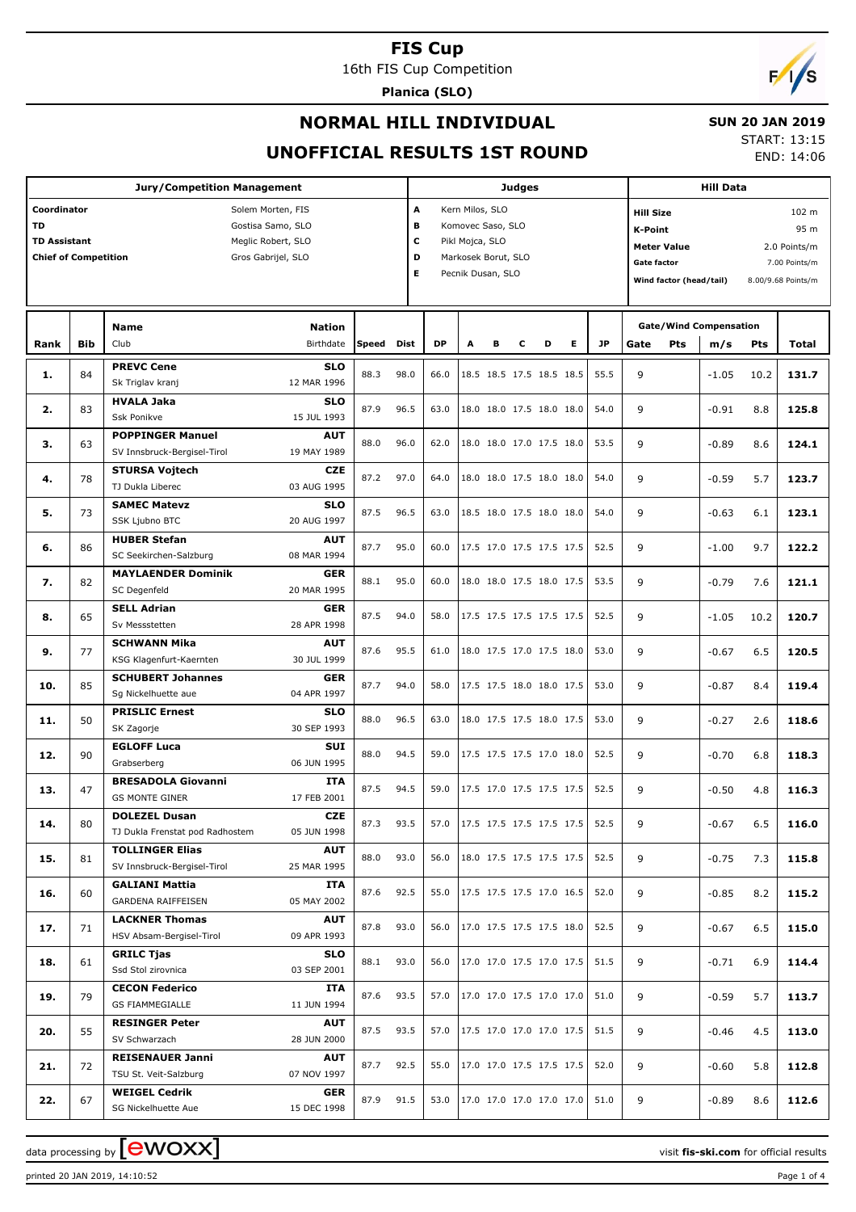# FIS Cup

16th FIS Cup Competition

**Planica (SLO)**

## NORMAL HILL INDIVIDUAL

## UNOFFICIAL RESULTS 1ST ROUND

**SUN 20 JAN 2019**

START: 13:15
END: 14:06

| Jury/Competition Management | | Judges | | Hill Data | |
|---|---|---|---|---|---|
| Coordinator | Solem Morten, FIS | A | Kern Milos, SLO | Hill Size | 102 m |
| TD | Gostisa Samo, SLO | B | Komovec Saso, SLO | K-Point | 95 m |
| TD Assistant | Meglic Robert, SLO | C | Pikl Mojca, SLO | Meter Value | 2.0 Points/m |
| Chief of Competition | Gros Gabrijel, SLO | D | Markosek Borut, SLO | Gate factor | 7.00 Points/m |
| | | E | Pecnik Dusan, SLO | Wind factor (head/tail) | 8.00/9.68 Points/m |

| Rank | Bib | Name / Club | Nation / Birthdate | Speed | Dist | DP | A | B | C | D | E | JP | Gate | Pts | m/s | Pts | Total |
|---|---|---|---|---|---|---|---|---|---|---|---|---|---|---|---|---|---|
| 1. | 84 | **PREVC Cene** / Sk Triglav kranj | SLO / 12 MAR 1996 | 88.3 | 98.0 | 66.0 | 18.5 | 18.5 | 17.5 | 18.5 | 18.5 | 55.5 | 9 | | -1.05 | 10.2 | **131.7** |
| 2. | 83 | **HVALA Jaka** / Ssk Ponikve | SLO / 15 JUL 1993 | 87.9 | 96.5 | 63.0 | 18.0 | 18.0 | 17.5 | 18.0 | 18.0 | 54.0 | 9 | | -0.91 | 8.8 | **125.8** |
| 3. | 63 | **POPPINGER Manuel** / SV Innsbruck-Bergisel-Tirol | AUT / 19 MAY 1989 | 88.0 | 96.0 | 62.0 | 18.0 | 18.0 | 17.0 | 17.5 | 18.0 | 53.5 | 9 | | -0.89 | 8.6 | **124.1** |
| 4. | 78 | **STURSA Vojtech** / TJ Dukla Liberec | CZE / 03 AUG 1995 | 87.2 | 97.0 | 64.0 | 18.0 | 18.0 | 17.5 | 18.0 | 18.0 | 54.0 | 9 | | -0.59 | 5.7 | **123.7** |
| 5. | 73 | **SAMEC Matevz** / SSK Ljubno BTC | SLO / 20 AUG 1997 | 87.5 | 96.5 | 63.0 | 18.5 | 18.0 | 17.5 | 18.0 | 18.0 | 54.0 | 9 | | -0.63 | 6.1 | **123.1** |
| 6. | 86 | **HUBER Stefan** / SC Seekirchen-Salzburg | AUT / 08 MAR 1994 | 87.7 | 95.0 | 60.0 | 17.5 | 17.0 | 17.5 | 17.5 | 17.5 | 52.5 | 9 | | -1.00 | 9.7 | **122.2** |
| 7. | 82 | **MAYLAENDER Dominik** / SC Degenfeld | GER / 20 MAR 1995 | 88.1 | 95.0 | 60.0 | 18.0 | 18.0 | 17.5 | 18.0 | 17.5 | 53.5 | 9 | | -0.79 | 7.6 | **121.1** |
| 8. | 65 | **SELL Adrian** / Sv Messstetten | GER / 28 APR 1998 | 87.5 | 94.0 | 58.0 | 17.5 | 17.5 | 17.5 | 17.5 | 17.5 | 52.5 | 9 | | -1.05 | 10.2 | **120.7** |
| 9. | 77 | **SCHWANN Mika** / KSG Klagenfurt-Kaernten | AUT / 30 JUL 1999 | 87.6 | 95.5 | 61.0 | 18.0 | 17.5 | 17.0 | 17.5 | 18.0 | 53.0 | 9 | | -0.67 | 6.5 | **120.5** |
| 10. | 85 | **SCHUBERT Johannes** / Sg Nickelhuette aue | GER / 04 APR 1997 | 87.7 | 94.0 | 58.0 | 17.5 | 17.5 | 18.0 | 18.0 | 17.5 | 53.0 | 9 | | -0.87 | 8.4 | **119.4** |
| 11. | 50 | **PRISLIC Ernest** / SK Zagorje | SLO / 30 SEP 1993 | 88.0 | 96.5 | 63.0 | 18.0 | 17.5 | 17.5 | 18.0 | 17.5 | 53.0 | 9 | | -0.27 | 2.6 | **118.6** |
| 12. | 90 | **EGLOFF Luca** / Grabserberg | SUI / 06 JUN 1995 | 88.0 | 94.5 | 59.0 | 17.5 | 17.5 | 17.5 | 17.0 | 18.0 | 52.5 | 9 | | -0.70 | 6.8 | **118.3** |
| 13. | 47 | **BRESADOLA Giovanni** / GS MONTE GINER | ITA / 17 FEB 2001 | 87.5 | 94.5 | 59.0 | 17.5 | 17.0 | 17.5 | 17.5 | 17.5 | 52.5 | 9 | | -0.50 | 4.8 | **116.3** |
| 14. | 80 | **DOLEZEL Dusan** / TJ Dukla Frenstat pod Radhostem | CZE / 05 JUN 1998 | 87.3 | 93.5 | 57.0 | 17.5 | 17.5 | 17.5 | 17.5 | 17.5 | 52.5 | 9 | | -0.67 | 6.5 | **116.0** |
| 15. | 81 | **TOLLINGER Elias** / SV Innsbruck-Bergisel-Tirol | AUT / 25 MAR 1995 | 88.0 | 93.0 | 56.0 | 18.0 | 17.5 | 17.5 | 17.5 | 17.5 | 52.5 | 9 | | -0.75 | 7.3 | **115.8** |
| 16. | 60 | **GALIANI Mattia** / GARDENA RAIFFEISEN | ITA / 05 MAY 2002 | 87.6 | 92.5 | 55.0 | 17.5 | 17.5 | 17.5 | 17.0 | 16.5 | 52.0 | 9 | | -0.85 | 8.2 | **115.2** |
| 17. | 71 | **LACKNER Thomas** / HSV Absam-Bergisel-Tirol | AUT / 09 APR 1993 | 87.8 | 93.0 | 56.0 | 17.0 | 17.5 | 17.5 | 17.5 | 18.0 | 52.5 | 9 | | -0.67 | 6.5 | **115.0** |
| 18. | 61 | **GRILC Tjas** / Ssd Stol zirovnica | SLO / 03 SEP 2001 | 88.1 | 93.0 | 56.0 | 17.0 | 17.0 | 17.5 | 17.0 | 17.5 | 51.5 | 9 | | -0.71 | 6.9 | **114.4** |
| 19. | 79 | **CECON Federico** / GS FIAMMEGIALLE | ITA / 11 JUN 1994 | 87.6 | 93.5 | 57.0 | 17.0 | 17.0 | 17.5 | 17.0 | 17.0 | 51.0 | 9 | | -0.59 | 5.7 | **113.7** |
| 20. | 55 | **RESINGER Peter** / SV Schwarzach | AUT / 28 JUN 2000 | 87.5 | 93.5 | 57.0 | 17.5 | 17.0 | 17.0 | 17.0 | 17.5 | 51.5 | 9 | | -0.46 | 4.5 | **113.0** |
| 21. | 72 | **REISENAUER Janni** / TSU St. Veit-Salzburg | AUT / 07 NOV 1997 | 87.7 | 92.5 | 55.0 | 17.0 | 17.0 | 17.5 | 17.5 | 17.5 | 52.0 | 9 | | -0.60 | 5.8 | **112.8** |
| 22. | 67 | **WEIGEL Cedrik** / SG Nickelhuette Aue | GER / 15 DEC 1998 | 87.9 | 91.5 | 53.0 | 17.0 | 17.0 | 17.0 | 17.0 | 17.0 | 51.0 | 9 | | -0.89 | 8.6 | **112.6** |

data processing by ewoxx — visit fis-ski.com for official results

printed 20 JAN 2019, 14:10:52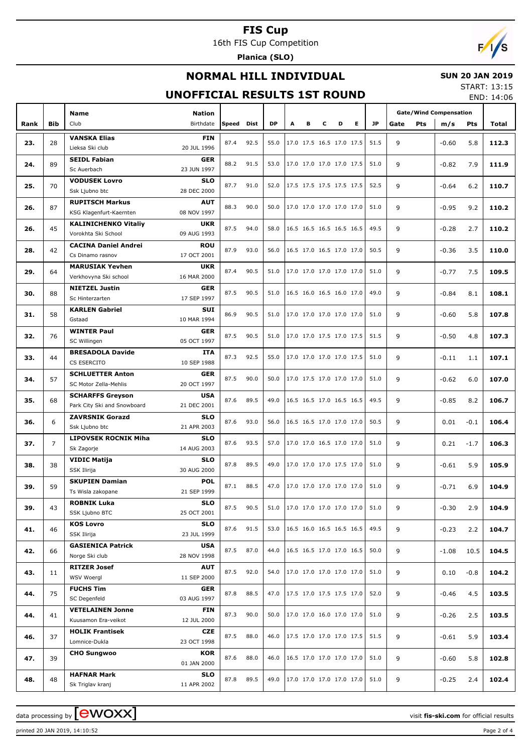# FIS Cup

16th FIS Cup Competition

**Planica (SLO)**

## NORMAL HILL INDIVIDUAL

**SUN 20 JAN 2019**

START: 13:15

END: 14:06

## UNOFFICIAL RESULTS 1ST ROUND

| Rank | Bib | Name / Club | Nation / Birthdate | Speed | Dist | DP | A | B | C | D | E | JP | Gate | Pts | m/s | Pts | Total |
|---|---|---|---|---|---|---|---|---|---|---|---|---|---|---|---|---|---|
| 23. | 28 | **VANSKA Elias** Lieksa Ski club | **FIN** 20 JUL 1996 | 87.4 | 92.5 | 55.0 | 17.0 | 17.5 | 16.5 | 17.0 | 17.5 | 51.5 | 9 | | -0.60 | 5.8 | **112.3** |
| 24. | 89 | **SEIDL Fabian** Sc Auerbach | **GER** 23 JUN 1997 | 88.2 | 91.5 | 53.0 | 17.0 | 17.0 | 17.0 | 17.0 | 17.5 | 51.0 | 9 | | -0.82 | 7.9 | **111.9** |
| 25. | 70 | **VODUSEK Lovro** Ssk Ljubno btc | **SLO** 28 DEC 2000 | 87.7 | 91.0 | 52.0 | 17.5 | 17.5 | 17.5 | 17.5 | 17.5 | 52.5 | 9 | | -0.64 | 6.2 | **110.7** |
| 26. | 87 | **RUPITSCH Markus** KSG Klagenfurt-Kaernten | **AUT** 08 NOV 1997 | 88.3 | 90.0 | 50.0 | 17.0 | 17.0 | 17.0 | 17.0 | 17.0 | 51.0 | 9 | | -0.95 | 9.2 | **110.2** |
| 26. | 45 | **KALINICHENKO Vitaliy** Vorokhta Ski School | **UKR** 09 AUG 1993 | 87.5 | 94.0 | 58.0 | 16.5 | 16.5 | 16.5 | 16.5 | 16.5 | 49.5 | 9 | | -0.28 | 2.7 | **110.2** |
| 28. | 42 | **CACINA Daniel Andrei** Cs Dinamo rasnov | **ROU** 17 OCT 2001 | 87.9 | 93.0 | 56.0 | 16.5 | 17.0 | 16.5 | 17.0 | 17.0 | 50.5 | 9 | | -0.36 | 3.5 | **110.0** |
| 29. | 64 | **MARUSIAK Yevhen** Verkhovyna Ski school | **UKR** 16 MAR 2000 | 87.4 | 90.5 | 51.0 | 17.0 | 17.0 | 17.0 | 17.0 | 17.0 | 51.0 | 9 | | -0.77 | 7.5 | **109.5** |
| 30. | 88 | **NIETZEL Justin** Sc Hinterzarten | **GER** 17 SEP 1997 | 87.5 | 90.5 | 51.0 | 16.5 | 16.0 | 16.5 | 16.0 | 17.0 | 49.0 | 9 | | -0.84 | 8.1 | **108.1** |
| 31. | 58 | **KARLEN Gabriel** Gstaad | **SUI** 10 MAR 1994 | 86.9 | 90.5 | 51.0 | 17.0 | 17.0 | 17.0 | 17.0 | 17.0 | 51.0 | 9 | | -0.60 | 5.8 | **107.8** |
| 32. | 76 | **WINTER Paul** SC Willingen | **GER** 05 OCT 1997 | 87.5 | 90.5 | 51.0 | 17.0 | 17.0 | 17.5 | 17.0 | 17.5 | 51.5 | 9 | | -0.50 | 4.8 | **107.3** |
| 33. | 44 | **BRESADOLA Davide** CS ESERCITO | **ITA** 10 SEP 1988 | 87.3 | 92.5 | 55.0 | 17.0 | 17.0 | 17.0 | 17.0 | 17.5 | 51.0 | 9 | | -0.11 | 1.1 | **107.1** |
| 34. | 57 | **SCHLUETTER Anton** SC Motor Zella-Mehlis | **GER** 20 OCT 1997 | 87.5 | 90.0 | 50.0 | 17.0 | 17.5 | 17.0 | 17.0 | 17.0 | 51.0 | 9 | | -0.62 | 6.0 | **107.0** |
| 35. | 68 | **SCHARFFS Greyson** Park City Ski and Snowboard | **USA** 21 DEC 2001 | 87.6 | 89.5 | 49.0 | 16.5 | 16.5 | 17.0 | 16.5 | 16.5 | 49.5 | 9 | | -0.85 | 8.2 | **106.7** |
| 36. | 6 | **ZAVRSNIK Gorazd** Ssk Ljubno btc | **SLO** 21 APR 2003 | 87.6 | 93.0 | 56.0 | 16.5 | 16.5 | 17.0 | 17.0 | 17.0 | 50.5 | 9 | | 0.01 | -0.1 | **106.4** |
| 37. | 7 | **LIPOVSEK ROCNIK Miha** Sk Zagorje | **SLO** 14 AUG 2003 | 87.6 | 93.5 | 57.0 | 17.0 | 17.0 | 16.5 | 17.0 | 17.0 | 51.0 | 9 | | 0.21 | -1.7 | **106.3** |
| 38. | 38 | **VIDIC Matija** SSK Ilirija | **SLO** 30 AUG 2000 | 87.8 | 89.5 | 49.0 | 17.0 | 17.0 | 17.0 | 17.5 | 17.0 | 51.0 | 9 | | -0.61 | 5.9 | **105.9** |
| 39. | 59 | **SKUPIEN Damian** Ts Wisla zakopane | **POL** 21 SEP 1999 | 87.1 | 88.5 | 47.0 | 17.0 | 17.0 | 17.0 | 17.0 | 17.0 | 51.0 | 9 | | -0.71 | 6.9 | **104.9** |
| 39. | 43 | **ROBNIK Luka** SSK Ljubno BTC | **SLO** 25 OCT 2001 | 87.5 | 90.5 | 51.0 | 17.0 | 17.0 | 17.0 | 17.0 | 17.0 | 51.0 | 9 | | -0.30 | 2.9 | **104.9** |
| 41. | 46 | **KOS Lovro** SSK Ilirija | **SLO** 23 JUL 1999 | 87.6 | 91.5 | 53.0 | 16.5 | 16.0 | 16.5 | 16.5 | 16.5 | 49.5 | 9 | | -0.23 | 2.2 | **104.7** |
| 42. | 66 | **GASIENICA Patrick** Norge Ski club | **USA** 28 NOV 1998 | 87.5 | 87.0 | 44.0 | 16.5 | 16.5 | 17.0 | 17.0 | 16.5 | 50.0 | 9 | | -1.08 | 10.5 | **104.5** |
| 43. | 11 | **RITZER Josef** WSV Woergl | **AUT** 11 SEP 2000 | 87.5 | 92.0 | 54.0 | 17.0 | 17.0 | 17.0 | 17.0 | 17.0 | 51.0 | 9 | | 0.10 | -0.8 | **104.2** |
| 44. | 75 | **FUCHS Tim** SC Degenfeld | **GER** 03 AUG 1997 | 87.8 | 88.5 | 47.0 | 17.5 | 17.0 | 17.5 | 17.5 | 17.0 | 52.0 | 9 | | -0.46 | 4.5 | **103.5** |
| 44. | 41 | **VETELAINEN Jonne** Kuusamon Era-veikot | **FIN** 12 JUL 2000 | 87.3 | 90.0 | 50.0 | 17.0 | 17.0 | 16.0 | 17.0 | 17.0 | 51.0 | 9 | | -0.26 | 2.5 | **103.5** |
| 46. | 37 | **HOLIK Frantisek** Lomnice-Dukla | **CZE** 23 OCT 1998 | 87.5 | 88.0 | 46.0 | 17.5 | 17.0 | 17.0 | 17.0 | 17.5 | 51.5 | 9 | | -0.61 | 5.9 | **103.4** |
| 47. | 39 | **CHO Sungwoo** | **KOR** 01 JAN 2000 | 87.6 | 88.0 | 46.0 | 16.5 | 17.0 | 17.0 | 17.0 | 17.0 | 51.0 | 9 | | -0.60 | 5.8 | **102.8** |
| 48. | 48 | **HAFNAR Mark** Sk Triglav kranj | **SLO** 11 APR 2002 | 87.8 | 89.5 | 49.0 | 17.0 | 17.0 | 17.0 | 17.0 | 17.0 | 51.0 | 9 | | -0.25 | 2.4 | **102.4** |

data processing by [ewoxx] visit **fis-ski.com** for official results

printed 20 JAN 2019, 14:10:52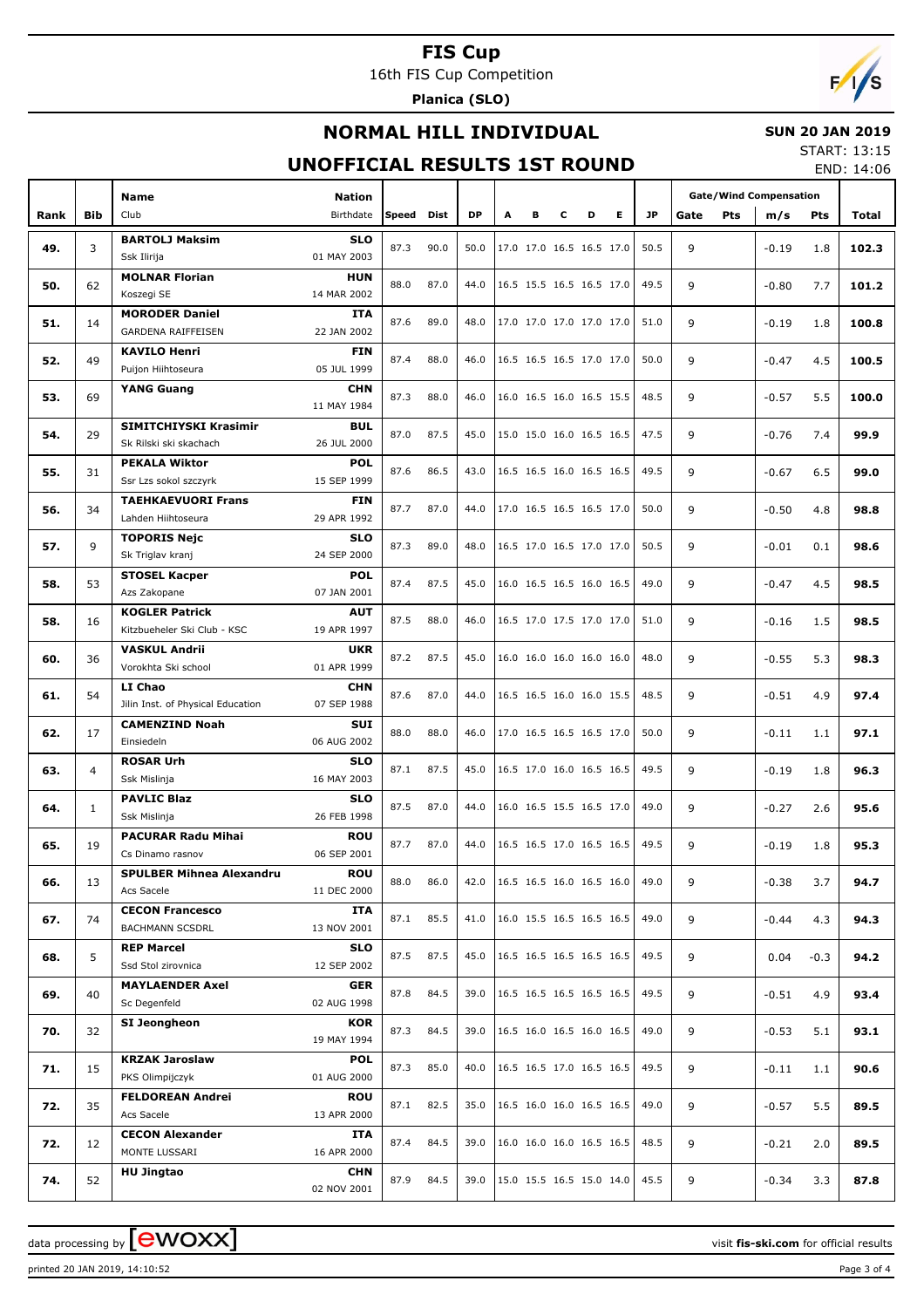# FIS Cup

16th FIS Cup Competition

**Planica (SLO)**

## NORMAL HILL INDIVIDUAL

**SUN 20 JAN 2019**

## UNOFFICIAL RESULTS 1ST ROUND

START: 13:15
END: 14:06

| Rank | Bib | Name / Club | Nation / Birthdate | Speed | Dist | DP | A | B | C | D | E | JP | Gate | Pts | m/s | Pts | Total |
|---|---|---|---|---|---|---|---|---|---|---|---|---|---|---|---|---|---|
| 49. | 3 | **BARTOLJ Maksim** Ssk Ilirija | **SLO** 01 MAY 2003 | 87.3 | 90.0 | 50.0 | 17.0 | 17.0 | 16.5 | 16.5 | 17.0 | 50.5 | 9 | | -0.19 | 1.8 | **102.3** |
| 50. | 62 | **MOLNAR Florian** Koszegi SE | **HUN** 14 MAR 2002 | 88.0 | 87.0 | 44.0 | 16.5 | 15.5 | 16.5 | 16.5 | 17.0 | 49.5 | 9 | | -0.80 | 7.7 | **101.2** |
| 51. | 14 | **MORODER Daniel** GARDENA RAIFFEISEN | **ITA** 22 JAN 2002 | 87.6 | 89.0 | 48.0 | 17.0 | 17.0 | 17.0 | 17.0 | 17.0 | 51.0 | 9 | | -0.19 | 1.8 | **100.8** |
| 52. | 49 | **KAVILO Henri** Puijon Hiihtoseura | **FIN** 05 JUL 1999 | 87.4 | 88.0 | 46.0 | 16.5 | 16.5 | 16.5 | 17.0 | 17.0 | 50.0 | 9 | | -0.47 | 4.5 | **100.5** |
| 53. | 69 | **YANG Guang** | **CHN** 11 MAY 1984 | 87.3 | 88.0 | 46.0 | 16.0 | 16.5 | 16.0 | 16.5 | 15.5 | 48.5 | 9 | | -0.57 | 5.5 | **100.0** |
| 54. | 29 | **SIMITCHIYSKI Krasimir** Sk Rilski ski skachach | **BUL** 26 JUL 2000 | 87.0 | 87.5 | 45.0 | 15.0 | 15.0 | 16.0 | 16.5 | 16.5 | 47.5 | 9 | | -0.76 | 7.4 | **99.9** |
| 55. | 31 | **PEKALA Wiktor** Ssr Lzs sokol szczyrk | **POL** 15 SEP 1999 | 87.6 | 86.5 | 43.0 | 16.5 | 16.5 | 16.0 | 16.5 | 16.5 | 49.5 | 9 | | -0.67 | 6.5 | **99.0** |
| 56. | 34 | **TAEHKAEVUORI Frans** Lahden Hiihtoseura | **FIN** 29 APR 1992 | 87.7 | 87.0 | 44.0 | 17.0 | 16.5 | 16.5 | 16.5 | 17.0 | 50.0 | 9 | | -0.50 | 4.8 | **98.8** |
| 57. | 9 | **TOPORIS Nejc** Sk Triglav kranj | **SLO** 24 SEP 2000 | 87.3 | 89.0 | 48.0 | 16.5 | 17.0 | 16.5 | 17.0 | 17.0 | 50.5 | 9 | | -0.01 | 0.1 | **98.6** |
| 58. | 53 | **STOSEL Kacper** Azs Zakopane | **POL** 07 JAN 2001 | 87.4 | 87.5 | 45.0 | 16.0 | 16.5 | 16.5 | 16.0 | 16.5 | 49.0 | 9 | | -0.47 | 4.5 | **98.5** |
| 58. | 16 | **KOGLER Patrick** Kitzbueheler Ski Club - KSC | **AUT** 19 APR 1997 | 87.5 | 88.0 | 46.0 | 16.5 | 17.0 | 17.5 | 17.0 | 17.0 | 51.0 | 9 | | -0.16 | 1.5 | **98.5** |
| 60. | 36 | **VASKUL Andrii** Vorokhta Ski school | **UKR** 01 APR 1999 | 87.2 | 87.5 | 45.0 | 16.0 | 16.0 | 16.0 | 16.0 | 16.0 | 48.0 | 9 | | -0.55 | 5.3 | **98.3** |
| 61. | 54 | **LI Chao** Jilin Inst. of Physical Education | **CHN** 07 SEP 1988 | 87.6 | 87.0 | 44.0 | 16.5 | 16.5 | 16.0 | 16.0 | 15.5 | 48.5 | 9 | | -0.51 | 4.9 | **97.4** |
| 62. | 17 | **CAMENZIND Noah** Einsiedeln | **SUI** 06 AUG 2002 | 88.0 | 88.0 | 46.0 | 17.0 | 16.5 | 16.5 | 16.5 | 17.0 | 50.0 | 9 | | -0.11 | 1.1 | **97.1** |
| 63. | 4 | **ROSAR Urh** Ssk Mislinja | **SLO** 16 MAY 2003 | 87.1 | 87.5 | 45.0 | 16.5 | 17.0 | 16.0 | 16.5 | 16.5 | 49.5 | 9 | | -0.19 | 1.8 | **96.3** |
| 64. | 1 | **PAVLIC Blaz** Ssk Mislinja | **SLO** 26 FEB 1998 | 87.5 | 87.0 | 44.0 | 16.0 | 16.5 | 15.5 | 16.5 | 17.0 | 49.0 | 9 | | -0.27 | 2.6 | **95.6** |
| 65. | 19 | **PACURAR Radu Mihai** Cs Dinamo rasnov | **ROU** 06 SEP 2001 | 87.7 | 87.0 | 44.0 | 16.5 | 16.5 | 17.0 | 16.5 | 16.5 | 49.5 | 9 | | -0.19 | 1.8 | **95.3** |
| 66. | 13 | **SPULBER Mihnea Alexandru** Acs Sacele | **ROU** 11 DEC 2000 | 88.0 | 86.0 | 42.0 | 16.5 | 16.5 | 16.0 | 16.5 | 16.0 | 49.0 | 9 | | -0.38 | 3.7 | **94.7** |
| 67. | 74 | **CECON Francesco** BACHMANN SCSDRL | **ITA** 13 NOV 2001 | 87.1 | 85.5 | 41.0 | 16.0 | 15.5 | 16.5 | 16.5 | 16.5 | 49.0 | 9 | | -0.44 | 4.3 | **94.3** |
| 68. | 5 | **REP Marcel** Ssd Stol zirovnica | **SLO** 12 SEP 2002 | 87.5 | 87.5 | 45.0 | 16.5 | 16.5 | 16.5 | 16.5 | 16.5 | 49.5 | 9 | | 0.04 | -0.3 | **94.2** |
| 69. | 40 | **MAYLAENDER Axel** Sc Degenfeld | **GER** 02 AUG 1998 | 87.8 | 84.5 | 39.0 | 16.5 | 16.5 | 16.5 | 16.5 | 16.5 | 49.5 | 9 | | -0.51 | 4.9 | **93.4** |
| 70. | 32 | **SI Jeongheon** | **KOR** 19 MAY 1994 | 87.3 | 84.5 | 39.0 | 16.5 | 16.0 | 16.5 | 16.0 | 16.5 | 49.0 | 9 | | -0.53 | 5.1 | **93.1** |
| 71. | 15 | **KRZAK Jaroslaw** PKS Olimpijczyk | **POL** 01 AUG 2000 | 87.3 | 85.0 | 40.0 | 16.5 | 16.5 | 17.0 | 16.5 | 16.5 | 49.5 | 9 | | -0.11 | 1.1 | **90.6** |
| 72. | 35 | **FELDOREAN Andrei** Acs Sacele | **ROU** 13 APR 2000 | 87.1 | 82.5 | 35.0 | 16.5 | 16.0 | 16.0 | 16.5 | 16.5 | 49.0 | 9 | | -0.57 | 5.5 | **89.5** |
| 72. | 12 | **CECON Alexander** MONTE LUSSARI | **ITA** 16 APR 2000 | 87.4 | 84.5 | 39.0 | 16.0 | 16.0 | 16.0 | 16.5 | 16.5 | 48.5 | 9 | | -0.21 | 2.0 | **89.5** |
| 74. | 52 | **HU Jingtao** | **CHN** 02 NOV 2001 | 87.9 | 84.5 | 39.0 | 15.0 | 15.5 | 16.5 | 15.0 | 14.0 | 45.5 | 9 | | -0.34 | 3.3 | **87.8** |

data processing by EWOXX — visit **fis-ski.com** for official results

printed 20 JAN 2019, 14:10:52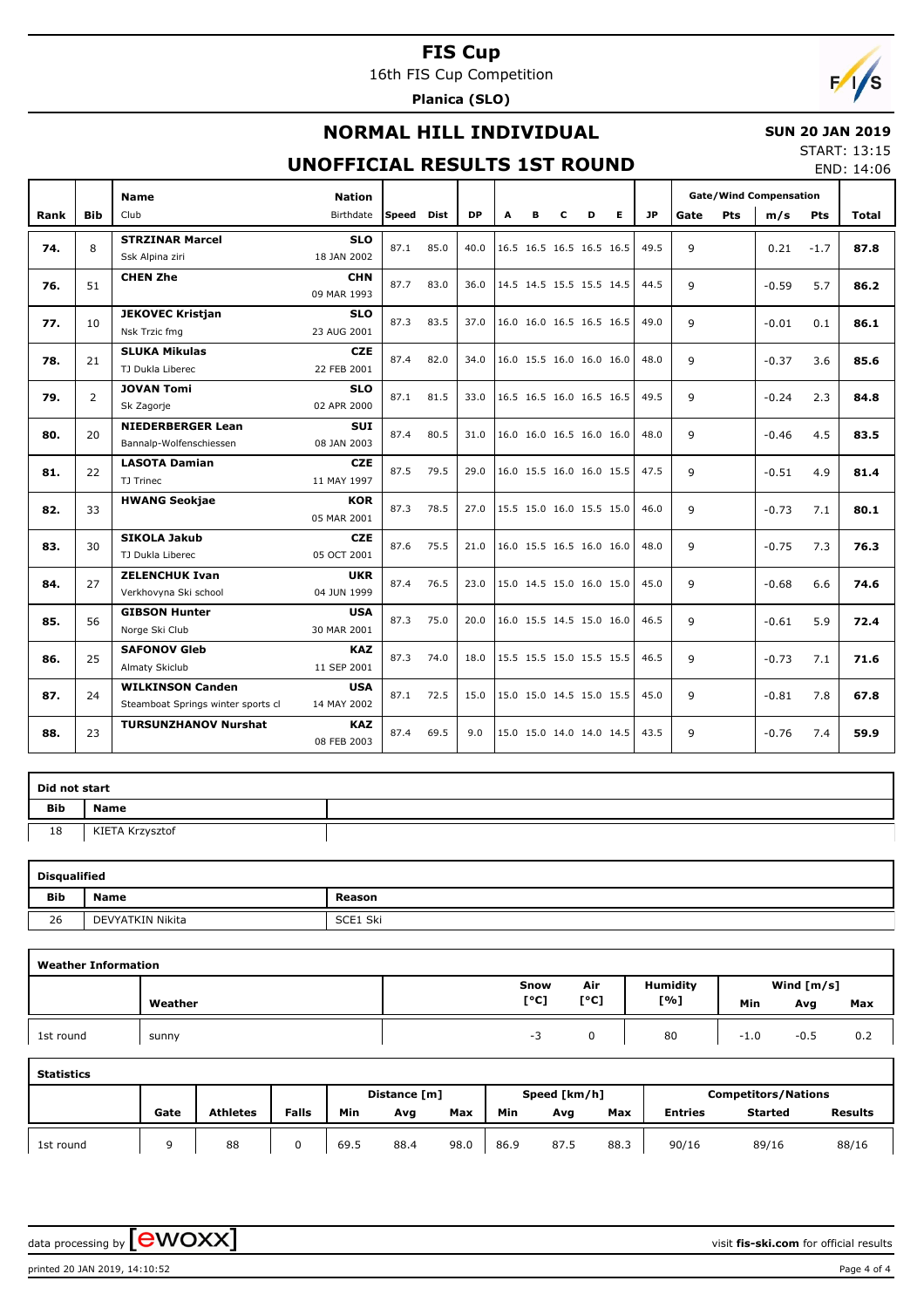# FIS Cup

16th FIS Cup Competition

**Planica (SLO)**

## NORMAL HILL INDIVIDUAL

**SUN 20 JAN 2019**

START: 13:15

END: 14:06

## UNOFFICIAL RESULTS 1ST ROUND

| Rank | Bib | Name / Club | Nation / Birthdate | Speed | Dist | DP | A | B | C | D | E | JP | Gate | Gate Pts | Wind m/s | Wind Pts | Total |
|---|---|---|---|---|---|---|---|---|---|---|---|---|---|---|---|---|---|
| 74. | 8 | **STRZINAR Marcel** Ssk Alpina ziri | **SLO** 18 JAN 2002 | 87.1 | 85.0 | 40.0 | 16.5 | 16.5 | 16.5 | 16.5 | 16.5 | 49.5 | 9 | | 0.21 | -1.7 | **87.8** |
| 76. | 51 | **CHEN Zhe** | **CHN** 09 MAR 1993 | 87.7 | 83.0 | 36.0 | 14.5 | 14.5 | 15.5 | 15.5 | 14.5 | 44.5 | 9 | | -0.59 | 5.7 | **86.2** |
| 77. | 10 | **JEKOVEC Kristjan** Nsk Trzic fmg | **SLO** 23 AUG 2001 | 87.3 | 83.5 | 37.0 | 16.0 | 16.0 | 16.5 | 16.5 | 16.5 | 49.0 | 9 | | -0.01 | 0.1 | **86.1** |
| 78. | 21 | **SLUKA Mikulas** TJ Dukla Liberec | **CZE** 22 FEB 2001 | 87.4 | 82.0 | 34.0 | 16.0 | 15.5 | 16.0 | 16.0 | 16.0 | 48.0 | 9 | | -0.37 | 3.6 | **85.6** |
| 79. | 2 | **JOVAN Tomi** Sk Zagorje | **SLO** 02 APR 2000 | 87.1 | 81.5 | 33.0 | 16.5 | 16.5 | 16.0 | 16.5 | 16.5 | 49.5 | 9 | | -0.24 | 2.3 | **84.8** |
| 80. | 20 | **NIEDERBERGER Lean** Bannalp-Wolfenschiessen | **SUI** 08 JAN 2003 | 87.4 | 80.5 | 31.0 | 16.0 | 16.0 | 16.5 | 16.0 | 16.0 | 48.0 | 9 | | -0.46 | 4.5 | **83.5** |
| 81. | 22 | **LASOTA Damian** TJ Trinec | **CZE** 11 MAY 1997 | 87.5 | 79.5 | 29.0 | 16.0 | 15.5 | 16.0 | 16.0 | 15.5 | 47.5 | 9 | | -0.51 | 4.9 | **81.4** |
| 82. | 33 | **HWANG Seokjae** | **KOR** 05 MAR 2001 | 87.3 | 78.5 | 27.0 | 15.5 | 15.0 | 16.0 | 15.5 | 15.0 | 46.0 | 9 | | -0.73 | 7.1 | **80.1** |
| 83. | 30 | **SIKOLA Jakub** TJ Dukla Liberec | **CZE** 05 OCT 2001 | 87.6 | 75.5 | 21.0 | 16.0 | 15.5 | 16.5 | 16.0 | 16.0 | 48.0 | 9 | | -0.75 | 7.3 | **76.3** |
| 84. | 27 | **ZELENCHUK Ivan** Verkhovyna Ski school | **UKR** 04 JUN 1999 | 87.4 | 76.5 | 23.0 | 15.0 | 14.5 | 15.0 | 16.0 | 15.0 | 45.0 | 9 | | -0.68 | 6.6 | **74.6** |
| 85. | 56 | **GIBSON Hunter** Norge Ski Club | **USA** 30 MAR 2001 | 87.3 | 75.0 | 20.0 | 16.0 | 15.5 | 14.5 | 15.0 | 16.0 | 46.5 | 9 | | -0.61 | 5.9 | **72.4** |
| 86. | 25 | **SAFONOV Gleb** Almaty Skiclub | **KAZ** 11 SEP 2001 | 87.3 | 74.0 | 18.0 | 15.5 | 15.5 | 15.0 | 15.5 | 15.5 | 46.5 | 9 | | -0.73 | 7.1 | **71.6** |
| 87. | 24 | **WILKINSON Canden** Steamboat Springs winter sports cl | **USA** 14 MAY 2002 | 87.1 | 72.5 | 15.0 | 15.0 | 15.0 | 14.5 | 15.0 | 15.5 | 45.0 | 9 | | -0.81 | 7.8 | **67.8** |
| 88. | 23 | **TURSUNZHANOV Nurshat** | **KAZ** 08 FEB 2003 | 87.4 | 69.5 | 9.0 | 15.0 | 15.0 | 14.0 | 14.0 | 14.5 | 43.5 | 9 | | -0.76 | 7.4 | **59.9** |

**Did not start**

| Bib | Name |
|---|---|
| 18 | KIETA Krzysztof |

**Disqualified**

| Bib | Name | Reason |
|---|---|---|
| 26 | DEVYATKIN Nikita | SCE1 Ski |

**Weather Information**

| | Weather | Snow [°C] | Air [°C] | Humidity [%] | Wind Min [m/s] | Wind Avg [m/s] | Wind Max [m/s] |
|---|---|---|---|---|---|---|---|
| 1st round | sunny | -3 | 0 | 80 | -1.0 | -0.5 | 0.2 |

**Statistics**

| | Gate | Athletes | Falls | Distance Min [m] | Distance Avg [m] | Distance Max [m] | Speed Min [km/h] | Speed Avg [km/h] | Speed Max [km/h] | Entries | Started | Results |
|---|---|---|---|---|---|---|---|---|---|---|---|---|
| 1st round | 9 | 88 | 0 | 69.5 | 88.4 | 98.0 | 86.9 | 87.5 | 88.3 | 90/16 | 89/16 | 88/16 |

data processing by ewoxx — visit **fis-ski.com** for official results

printed 20 JAN 2019, 14:10:52